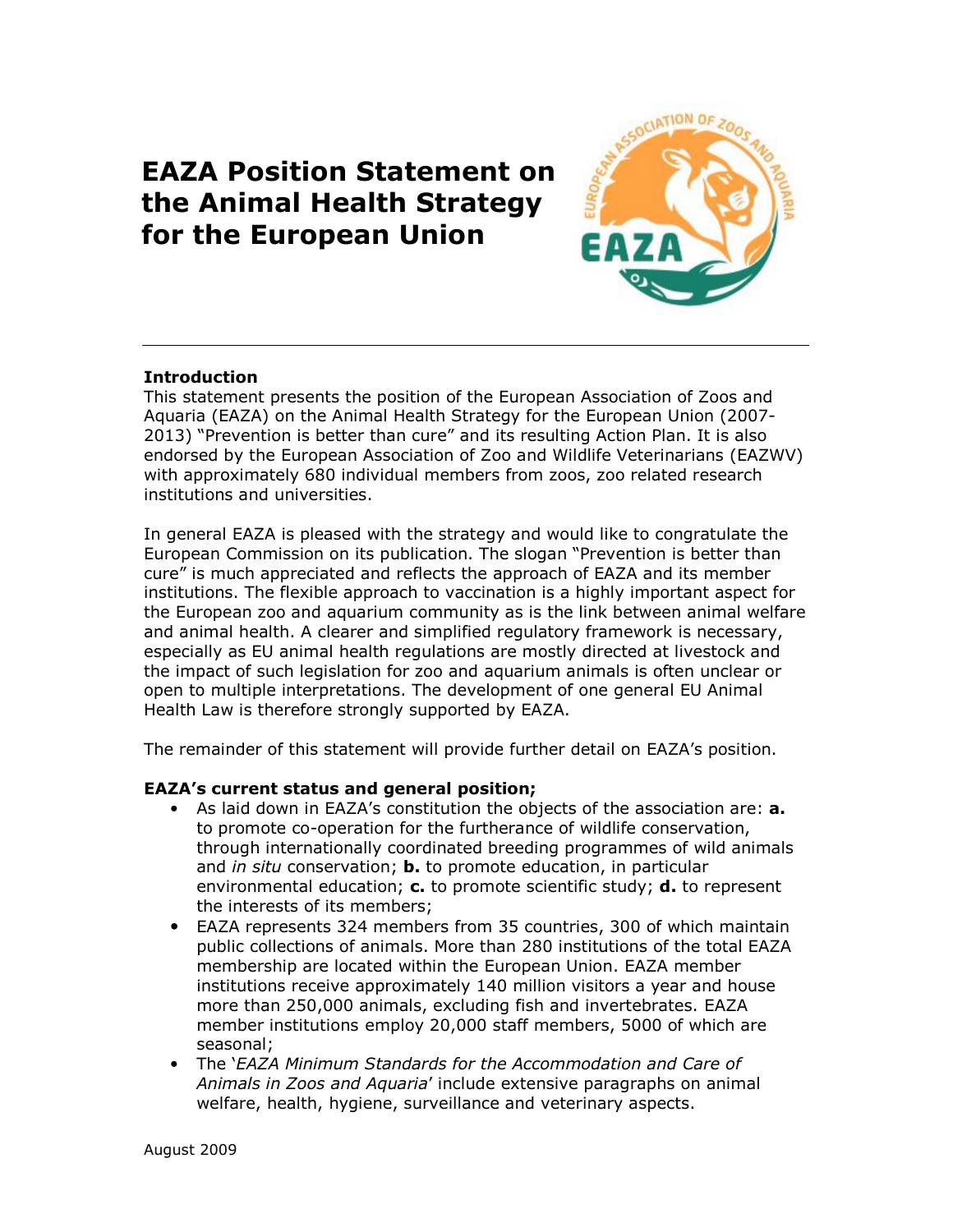# EAZA Position Statement on the Animal Health Strategy for the European Union

**Introduction**

This statement presents the position of the European Association of Zoos and Aquaria (EAZA) on the Animal Health Strategy for the European Union (2007-2013) "Prevention is better than cure" and its resulting Action Plan. It is also endorsed by the European Association of Zoo and Wildlife Veterinarians (EAZWV) with approximately 680 individual members from zoos, zoo related research institutions and universities.

In general EAZA is pleased with the strategy and would like to congratulate the European Commission on its publication. The slogan "Prevention is better than cure" is much appreciated and reflects the approach of EAZA and its member institutions. The flexible approach to vaccination is a highly important aspect for the European zoo and aquarium community as is the link between animal welfare and animal health. A clearer and simplified regulatory framework is necessary, especially as EU animal health regulations are mostly directed at livestock and the impact of such legislation for zoo and aquarium animals is often unclear or open to multiple interpretations. The development of one general EU Animal Health Law is therefore strongly supported by EAZA.

The remainder of this statement will provide further detail on EAZA's position.

**EAZA's current status and general position;**

- As laid down in EAZA's constitution the objects of the association are: **a.** to promote co-operation for the furtherance of wildlife conservation, through internationally coordinated breeding programmes of wild animals and *in situ* conservation; **b.** to promote education, in particular environmental education; **c.** to promote scientific study; **d.** to represent the interests of its members;
- EAZA represents 324 members from 35 countries, 300 of which maintain public collections of animals. More than 280 institutions of the total EAZA membership are located within the European Union. EAZA member institutions receive approximately 140 million visitors a year and house more than 250,000 animals, excluding fish and invertebrates. EAZA member institutions employ 20,000 staff members, 5000 of which are seasonal;
- The '*EAZA Minimum Standards for the Accommodation and Care of Animals in Zoos and Aquaria*' include extensive paragraphs on animal welfare, health, hygiene, surveillance and veterinary aspects.

August 2009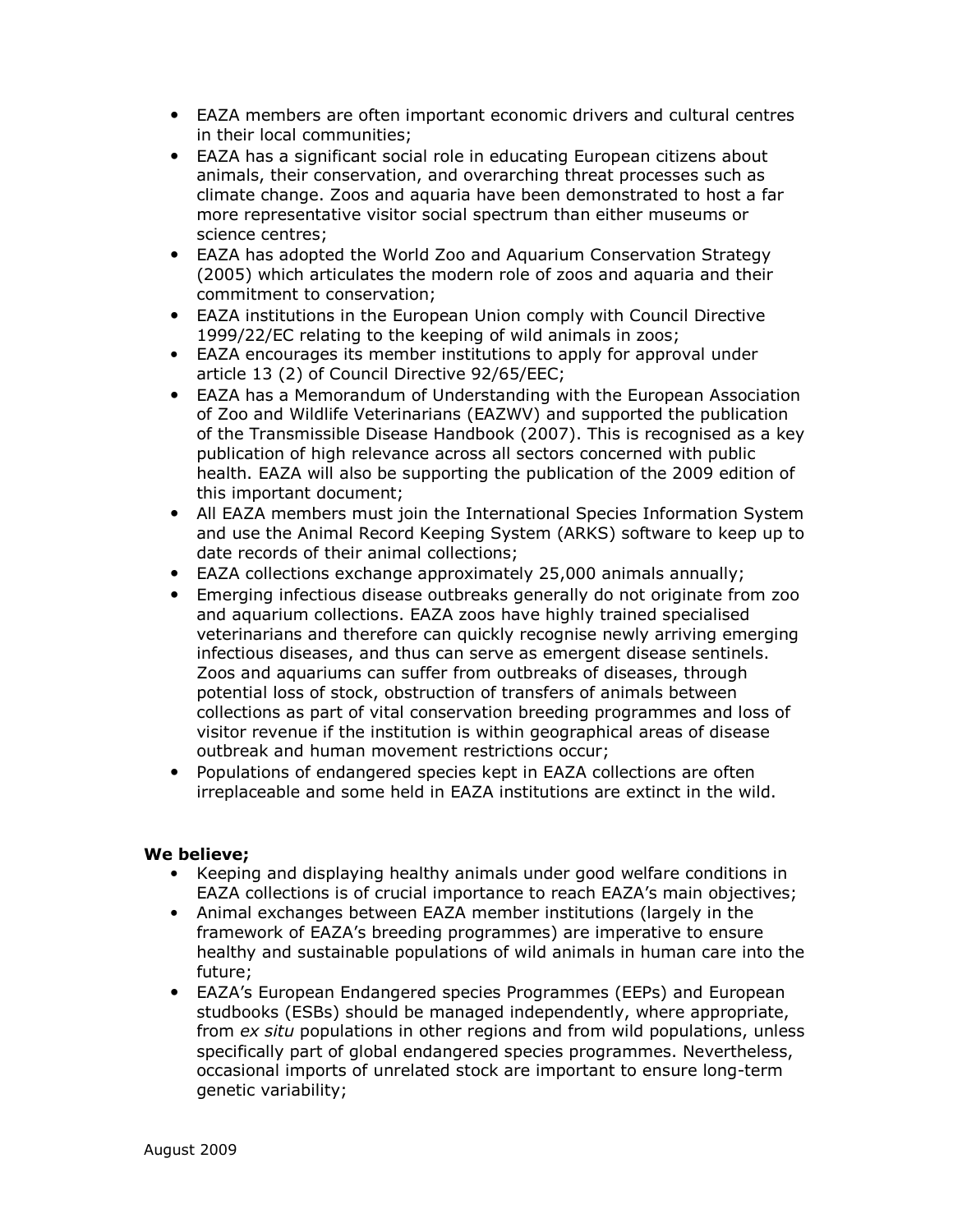- EAZA members are often important economic drivers and cultural centres in their local communities;
- EAZA has a significant social role in educating European citizens about animals, their conservation, and overarching threat processes such as climate change. Zoos and aquaria have been demonstrated to host a far more representative visitor social spectrum than either museums or science centres;
- EAZA has adopted the World Zoo and Aquarium Conservation Strategy (2005) which articulates the modern role of zoos and aquaria and their commitment to conservation;
- EAZA institutions in the European Union comply with Council Directive 1999/22/EC relating to the keeping of wild animals in zoos;
- EAZA encourages its member institutions to apply for approval under article 13 (2) of Council Directive 92/65/EEC;
- EAZA has a Memorandum of Understanding with the European Association of Zoo and Wildlife Veterinarians (EAZWV) and supported the publication of the Transmissible Disease Handbook (2007). This is recognised as a key publication of high relevance across all sectors concerned with public health. EAZA will also be supporting the publication of the 2009 edition of this important document;
- All EAZA members must join the International Species Information System and use the Animal Record Keeping System (ARKS) software to keep up to date records of their animal collections;
- EAZA collections exchange approximately 25,000 animals annually;
- Emerging infectious disease outbreaks generally do not originate from zoo and aquarium collections. EAZA zoos have highly trained specialised veterinarians and therefore can quickly recognise newly arriving emerging infectious diseases, and thus can serve as emergent disease sentinels. Zoos and aquariums can suffer from outbreaks of diseases, through potential loss of stock, obstruction of transfers of animals between collections as part of vital conservation breeding programmes and loss of visitor revenue if the institution is within geographical areas of disease outbreak and human movement restrictions occur;
- Populations of endangered species kept in EAZA collections are often irreplaceable and some held in EAZA institutions are extinct in the wild.

**We believe;**

- Keeping and displaying healthy animals under good welfare conditions in EAZA collections is of crucial importance to reach EAZA's main objectives;
- Animal exchanges between EAZA member institutions (largely in the framework of EAZA's breeding programmes) are imperative to ensure healthy and sustainable populations of wild animals in human care into the future;
- EAZA's European Endangered species Programmes (EEPs) and European studbooks (ESBs) should be managed independently, where appropriate, from *ex situ* populations in other regions and from wild populations, unless specifically part of global endangered species programmes. Nevertheless, occasional imports of unrelated stock are important to ensure long-term genetic variability;

August 2009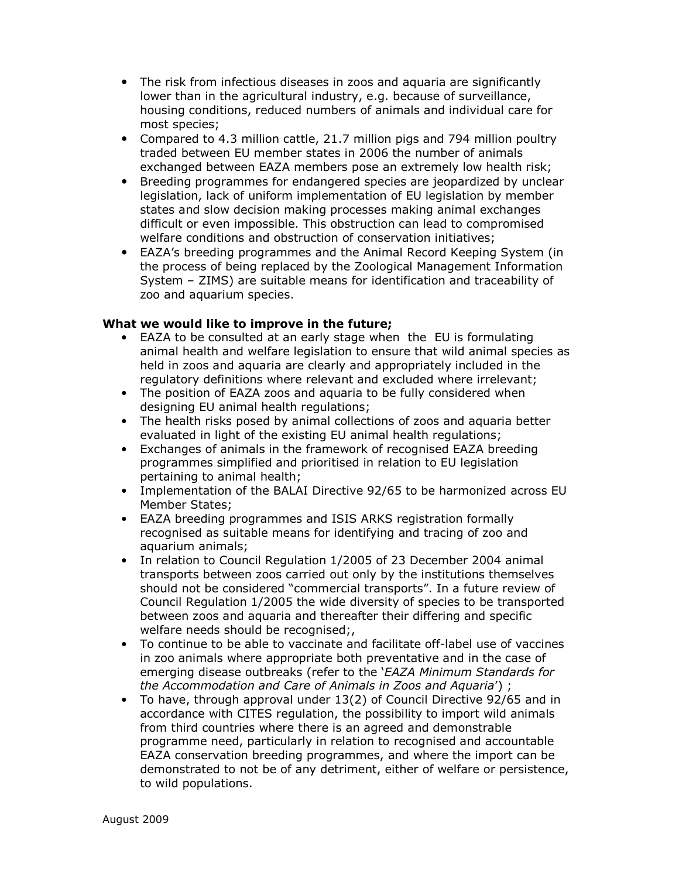- The risk from infectious diseases in zoos and aquaria are significantly lower than in the agricultural industry, e.g. because of surveillance, housing conditions, reduced numbers of animals and individual care for most species;
- Compared to 4.3 million cattle, 21.7 million pigs and 794 million poultry traded between EU member states in 2006 the number of animals exchanged between EAZA members pose an extremely low health risk;
- Breeding programmes for endangered species are jeopardized by unclear legislation, lack of uniform implementation of EU legislation by member states and slow decision making processes making animal exchanges difficult or even impossible. This obstruction can lead to compromised welfare conditions and obstruction of conservation initiatives;
- EAZA's breeding programmes and the Animal Record Keeping System (in the process of being replaced by the Zoological Management Information System – ZIMS) are suitable means for identification and traceability of zoo and aquarium species.

**What we would like to improve in the future;**

- EAZA to be consulted at an early stage when the EU is formulating animal health and welfare legislation to ensure that wild animal species as held in zoos and aquaria are clearly and appropriately included in the regulatory definitions where relevant and excluded where irrelevant;
- The position of EAZA zoos and aquaria to be fully considered when designing EU animal health regulations;
- The health risks posed by animal collections of zoos and aquaria better evaluated in light of the existing EU animal health regulations;
- Exchanges of animals in the framework of recognised EAZA breeding programmes simplified and prioritised in relation to EU legislation pertaining to animal health;
- Implementation of the BALAI Directive 92/65 to be harmonized across EU Member States;
- EAZA breeding programmes and ISIS ARKS registration formally recognised as suitable means for identifying and tracing of zoo and aquarium animals;
- In relation to Council Regulation 1/2005 of 23 December 2004 animal transports between zoos carried out only by the institutions themselves should not be considered "commercial transports". In a future review of Council Regulation 1/2005 the wide diversity of species to be transported between zoos and aquaria and thereafter their differing and specific welfare needs should be recognised;,
- To continue to be able to vaccinate and facilitate off-label use of vaccines in zoo animals where appropriate both preventative and in the case of emerging disease outbreaks (refer to the '*EAZA Minimum Standards for the Accommodation and Care of Animals in Zoos and Aquaria*') ;
- To have, through approval under 13(2) of Council Directive 92/65 and in accordance with CITES regulation, the possibility to import wild animals from third countries where there is an agreed and demonstrable programme need, particularly in relation to recognised and accountable EAZA conservation breeding programmes, and where the import can be demonstrated to not be of any detriment, either of welfare or persistence, to wild populations.

August 2009